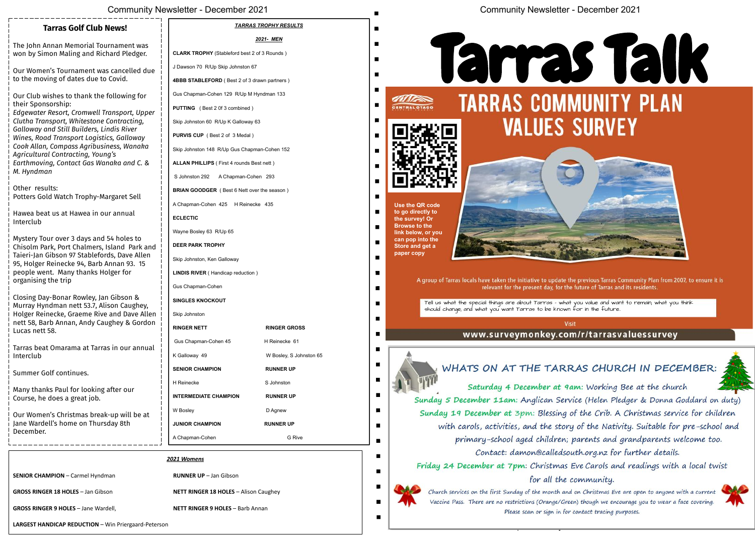## Tarras Golf Club News!

The John Annan Memorial Tournament was won by Simon Maling and Richard Pledger.

Our Women's Tournament was cancelled due to the moving of dates due to Covid.

Our Club wishes to thank the following for their Sponsorship:
*Edgewater Resort, Cromwell Transport, Upper Clutha Transport, Whitestone Contracting, Galloway and Still Builders, Lindis River Wines, Road Transport Logistics, Galloway Cook Allan, Compass Agribusiness, Wanaka Agricultural Contracting, Young's Earthmoving, Contact Gas Wanaka and C. & M. Hyndman*

Other results:
Potters Gold Watch Trophy-Margaret Sell

Hawea beat us at Hawea in our annual Interclub

Mystery Tour over 3 days and 54 holes to Chisolm Park, Port Chalmers, Island Park and Taieri-Jan Gibson 97 Stablefords, Dave Allen 95, Holger Reinecke 94, Barb Annan 93. 15 people went. Many thanks Holger for organising the trip

Closing Day-Bonar Rowley, Jan Gibson & Murray Hyndman nett 53.7, Alison Caughey, Holger Reinecke, Graeme Rive and Dave Allen nett 58, Barb Annan, Andy Caughey & Gordon Lucas nett 58.

Tarras beat Omarama at Tarras in our annual Interclub

Summer Golf continues.

Many thanks Paul for looking after our Course, he does a great job.

Our Women's Christmas break-up will be at Jane Wardell's home on Thursday 8th December.

### *TARRAS TROPHY RESULTS*

#### *2021- MEN*

**CLARK TROPHY** (Stableford best 2 of 3 Rounds )

J Dawson 70 R/Up Skip Johnston 67

**4BBB STABLEFORD** ( Best 2 of 3 drawn partners )

Gus Chapman-Cohen 129 R/Up M Hyndman 133

**PUTTING** ( Best 2 0f 3 combined )

Skip Johnston 60 R/Up K Galloway 63

**PURVIS CUP** ( Best 2 of 3 Medal )

Skip Johnston 148 R/Up Gus Chapman-Cohen 152

**ALLAN PHILLIPS** ( First 4 rounds Best nett )

S Johnston 292 A Chapman-Cohen 293

**BRIAN GOODGER** ( Best 6 Nett over the season )

A Chapman-Cohen 425 H Reinecke 435

**ECLECTIC**

Wayne Bosley 63 R/Up 65

**DEER PARK TROPHY**

Skip Johnston, Ken Galloway

**LINDIS RIVER** ( Handicap reduction )

Gus Chapman-Cohen

**SINGLES KNOCKOUT**

Skip Johnston

| **RINGER NETT** | **RINGER GROSS** |
|---|---|
| Gus Chapman-Cohen 45 | H Reinecke 61 |
| K Galloway 49 | W Bosley, S Johnston 65 |
| **SENIOR CHAMPION** | **RUNNER UP** |
| H Reinecke | S Johnston |
| **INTERMEDIATE CHAMPION** | **RUNNER UP** |
| W Bosley | D Agnew |
| **JUNIOR CHAMPION** | **RUNNER UP** |
| A Chapman-Cohen | G Rive |

#### *2021 Womens*

**SENIOR CHAMPION** – Carmel Hyndman

**RUNNER UP** – Jan Gibson

**GROSS RINGER 18 HOLES** – Jan Gibson

**NETT RINGER 18 HOLES** – Alison Caughey

**GROSS RINGER 9 HOLES** – Jane Wardell,

**NETT RINGER 9 HOLES** – Barb Annan

**LARGEST HANDICAP REDUCTION** – Win Priergaard-Peterson

# Tarras Talk

## TARRAS COMMUNITY PLAN VALUES SURVEY

CENTRAL OTAGO

**Use the QR code to go directly to the survey! Or Browse to the link below, or you can pop into the Store and get a paper copy**

A group of Tarras locals have taken the initiative to update the previous Tarras Community Plan from 2007, to ensure it is relevant for the present day, for the future of Tarras and its residents.

Tell us what the special things are about Tarras - what you value and want to remain, what you think should change, and what you want Tarras to be known for in the future.

Visit

**www.surveymonkey.com/r/tarrasvaluessurvey**

## WHATS ON AT THE TARRAS CHURCH IN DECEMBER:

**Saturday 4 December at 9am:** Working Bee at the church

**Sunday 5 December 11am:** Anglican Service (Helen Pledger & Donna Goddard on duty)

**Sunday 19 December at 3pm:** Blessing of the Crib. A Christmas service for children with carols, activities, and the story of the Nativity. Suitable for pre-school and primary-school aged children; parents and grandparents welcome too. Contact: damon@calledsouth.org.nz for further details.

**Friday 24 December at 7pm:** Christmas Eve Carols and readings with a local twist for all the community.

Church services on the first Sunday of the month and on Christmas Eve are open to anyone with a current Vaccine Pass. There are no restrictions (Orange/Green) though we encourage you to wear a face covering. Please scan or sign in for contact tracing purposes.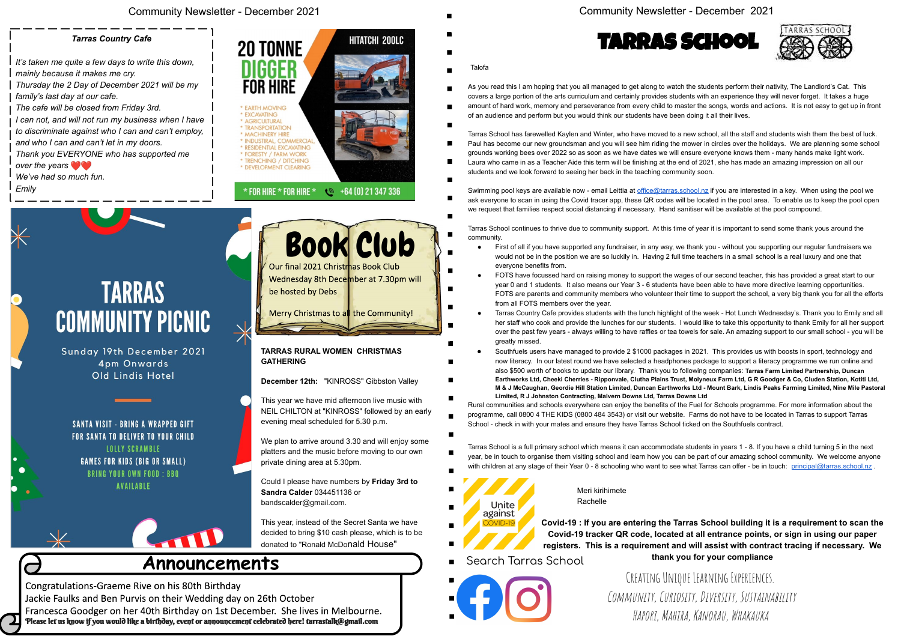## Tarras Country Cafe

*It's taken me quite a few days to write this down, mainly because it makes me cry.*
*Thursday the 2 Day of December 2021 will be my family's last day at our cafe.*
*The cafe will be closed from Friday 3rd.*
*I can not, and will not run my business when I have to discriminate against who I can and can't employ, and who I can and can't let in my doors.*
*Thank you EVERYONE who has supported me over the years ❤️❤️*
*We've had so much fun.*
*Emily*

## 20 TONNE DIGGER FOR HIRE

HITACHI 200LC

- EARTH MOVING
- EXCAVATING
- AGRICULTURAL
- TRANSPORTATION
- MACHINERY HIRE
- INDUSTRIAL, COMMERCIAL
- RESIDENTIAL EXCAVATING
- FORESTY / FARM WORK
- TRENCHING / DITCHING
- DEVELOPMENT CLEARING

* FOR HIRE * FOR HIRE * +64 (0) 21 347 336

## TARRAS COMMUNITY PICNIC

Sunday 19th December 2021
4pm Onwards
Old Lindis Hotel

SANTA VISIT - BRING A WRAPPED GIFT FOR SANTA TO DELIVER TO YOUR CHILD
LOLLY SCRAMBLE
GAMES FOR KIDS (BIG OR SMALL)
BRING YOUR OWN FOOD : BBQ AVAILABLE

## Book Club

Our final 2021 Christmas Book Club Wednesday 8th December at 7.30pm will be hosted by Debs

Merry Christmas to all the Community!

**TARRAS RURAL WOMEN CHRISTMAS GATHERING**

**December 12th:** "KINROSS" Gibbston Valley

This year we have mid afternoon live music with NEIL CHILTON at "KINROSS" followed by an early evening meal scheduled for 5.30 p.m.

We plan to arrive around 3.30 and will enjoy some platters and the music before moving to our own private dining area at 5.30pm.

Could I please have numbers by **Friday 3rd to Sandra Calder** 034451136 or bandscalder@gmail.com.

This year, instead of the Secret Santa we have decided to bring $10 cash please, which is to be donated to "Ronald McDonald House"

## Announcements

Congratulations-Graeme Rive on his 80th Birthday
Jackie Faulks and Ben Purvis on their Wedding day on 26th October
Francesca Goodger on her 40th Birthday on 1st December. She lives in Melbourne.
**Please let us know if you would like a birthday, event or announcement celebrated here! tarrastalk@gmail.com**

## TARRAS SCHOOL

Talofa

As you read this I am hoping that you all managed to get along to watch the students perform their nativity, The Landlord's Cat. This covers a large portion of the arts curriculum and certainly provides students with an experience they will never forget. It takes a huge amount of hard work, memory and perseverance from every child to master the songs, words and actions. It is not easy to get up in front of an audience and perform but you would think our students have been doing it all their lives.

Tarras School has farewelled Kaylen and Winter, who have moved to a new school, all the staff and students wish them the best of luck. Paul has become our new groundsman and you will see him riding the mower in circles over the holidays. We are planning some school grounds working bees over 2022 so as soon as we have dates we will ensure everyone knows them - many hands make light work. Laura who came in as a Teacher Aide this term will be finishing at the end of 2021, she has made an amazing impression on all our students and we look forward to seeing her back in the teaching community soon.

Swimming pool keys are available now - email Leittia at office@tarras.school.nz if you are interested in a key. When using the pool we ask everyone to scan in using the Covid tracer app, these QR codes will be located in the pool area. To enable us to keep the pool open we request that families respect social distancing if necessary. Hand sanitiser will be available at the pool compound.

Tarras School continues to thrive due to community support. At this time of year it is important to send some thank yous around the community.

- First of all if you have supported any fundraiser, in any way, we thank you - without you supporting our regular fundraisers we would not be in the position we are so luckily in. Having 2 full time teachers in a small school is a real luxury and one that everyone benefits from.
- FOTS have focussed hard on raising money to support the wages of our second teacher, this has provided a great start to our year 0 and 1 students. It also means our Year 3 - 6 students have been able to have more directive learning opportunities. FOTS are parents and community members who volunteer their time to support the school, a very big thank you for all the efforts from all FOTS members over the year.
- Tarras Country Cafe provides students with the lunch highlight of the week - Hot Lunch Wednesday's. Thank you to Emily and all her staff who cook and provide the lunches for our students. I would like to take this opportunity to thank Emily for all her support over the past few years - always willing to have raffles or tea towels for sale. An amazing support to our small school - you will be greatly missed.
- Southfuels users have managed to provide 2 $1000 packages in 2021. This provides us with boosts in sport, technology and now literacy. In our latest round we have selected a headphones package to support a literacy programme we run online and also $500 worth of books to update our library. Thank you to following companies: **Tarras Farm Limited Partnership, Duncan Earthworks Ltd, Cheeki Cherries - Ripponvale, Clutha Plains Trust, Molyneux Farm Ltd, G R Goodger & Co, Cluden Station, Kotiti Ltd, M & J McCaughan, Geordie Hill Station Limited, Duncan Earthworks Ltd - Mount Bank, Lindis Peaks Farming Limited, Nine Mile Pastoral Limited, R J Johnston Contracting, Malvern Downs Ltd, Tarras Downs Ltd**

Rural communities and schools everywhere can enjoy the benefits of the Fuel for Schools programme. For more information about the programme, call 0800 4 THE KIDS (0800 484 3543) or visit our website. Farms do not have to be located in Tarras to support Tarras School - check in with your mates and ensure they have Tarras School ticked on the Southfuels contract.

Tarras School is a full primary school which means it can accommodate students in years 1 - 8. If you have a child turning 5 in the next year, be in touch to organise them visiting school and learn how you can be part of our amazing school community. We welcome anyone with children at any stage of their Year 0 - 8 schooling who want to see what Tarras can offer - be in touch: principal@tarras.school.nz .

Meri kirihimete
Rachelle

Unite against COVID-19

**Covid-19 : If you are entering the Tarras School building it is a requirement to scan the Covid-19 tracker QR code, located at all entrance points, or sign in using our paper registers. This is a requirement and will assist with contract tracing if necessary. We thank you for your compliance**

Search Tarras School

Creating Unique Learning Experiences.
Community, Curiosity, Diversity, Sustainability
Hapori, Mahira, Kanorau, Whakauka